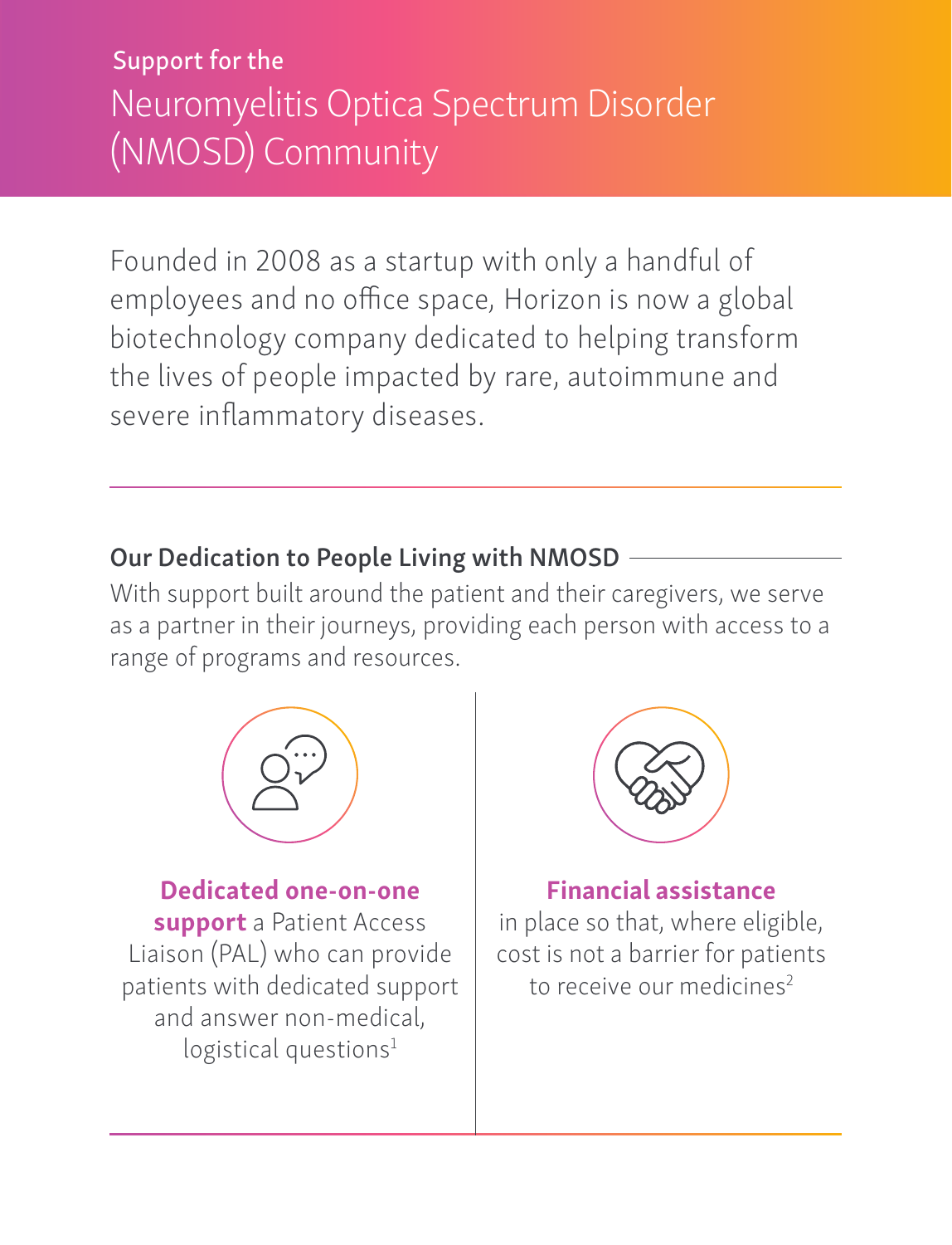# Support for the Neuromyelitis Optica Spectrum Disorder (NMOSD) Community

Founded in 2008 as a startup with only a handful of employees and no office space, Horizon is now a global biotechnology company dedicated to helping transform the lives of people impacted by rare, autoimmune and severe inflammatory diseases.

## Our Dedication to People Living with NMOSD

With support built around the patient and their caregivers, we serve as a partner in their journeys, providing each person with access to a range of programs and resources.

**Dedicated one-on-one support** a Patient Access Liaison (PAL) who can provide patients with dedicated support and answer non-medical, logistical questions[1]

**Financial assistance** in place so that, where eligible, cost is not a barrier for patients to receive our medicines[2]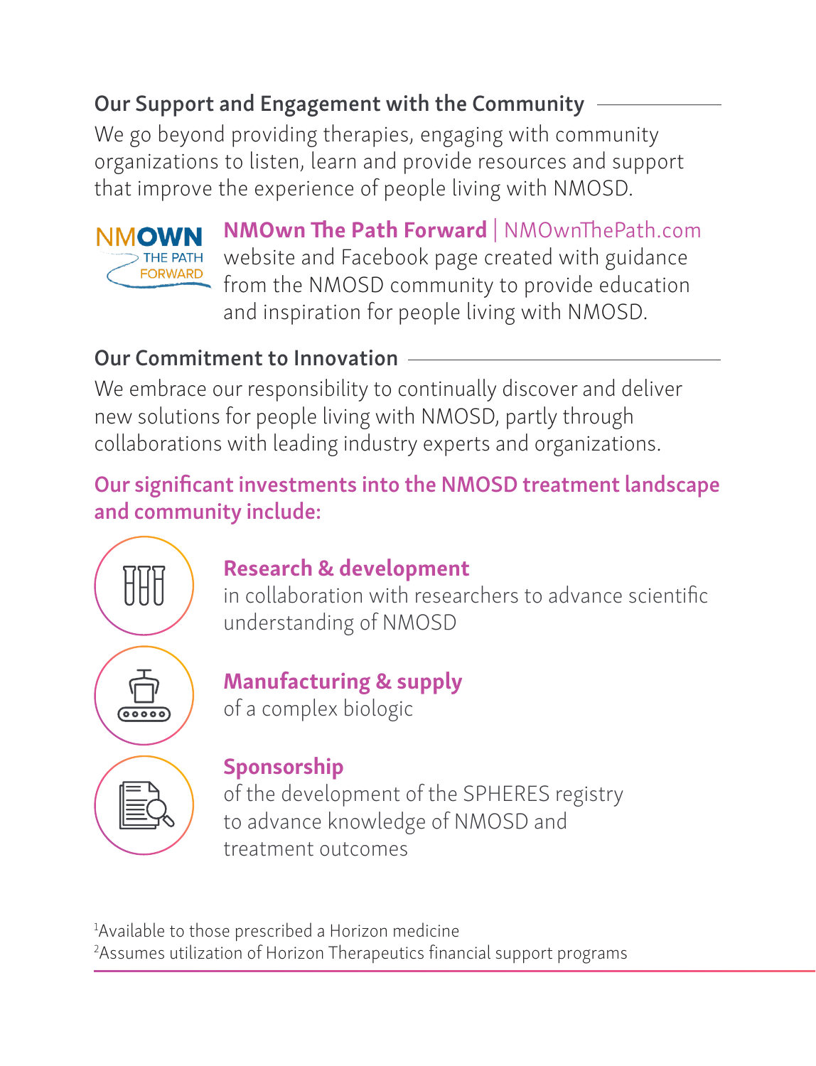## Our Support and Engagement with the Community

We go beyond providing therapies, engaging with community organizations to listen, learn and provide resources and support that improve the experience of people living with NMOSD.

**NMOwn The Path Forward** | NMOwnThePath.com website and Facebook page created with guidance from the NMOSD community to provide education and inspiration for people living with NMOSD.

## Our Commitment to Innovation

We embrace our responsibility to continually discover and deliver new solutions for people living with NMOSD, partly through collaborations with leading industry experts and organizations.

**Our significant investments into the NMOSD treatment landscape and community include:**

**Research & development**
in collaboration with researchers to advance scientific understanding of NMOSD

**Manufacturing & supply**
of a complex biologic

**Sponsorship**
of the development of the SPHERES registry to advance knowledge of NMOSD and treatment outcomes

[1]Available to those prescribed a Horizon medicine
[2]Assumes utilization of Horizon Therapeutics financial support programs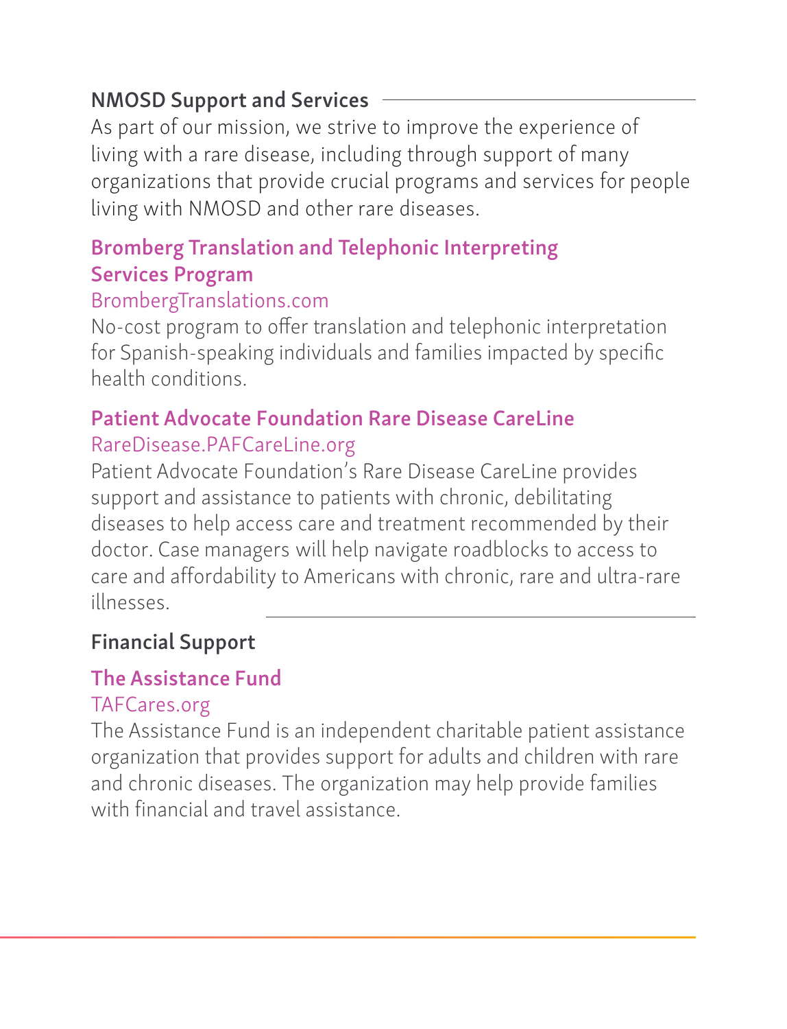## NMOSD Support and Services

As part of our mission, we strive to improve the experience of living with a rare disease, including through support of many organizations that provide crucial programs and services for people living with NMOSD and other rare diseases.

### Bromberg Translation and Telephonic Interpreting Services Program

BrombergTranslations.com

No-cost program to offer translation and telephonic interpretation for Spanish-speaking individuals and families impacted by specific health conditions.

### Patient Advocate Foundation Rare Disease CareLine

RareDisease.PAFCareLine.org

Patient Advocate Foundation's Rare Disease CareLine provides support and assistance to patients with chronic, debilitating diseases to help access care and treatment recommended by their doctor. Case managers will help navigate roadblocks to access to care and affordability to Americans with chronic, rare and ultra-rare illnesses.

## Financial Support

### The Assistance Fund

TAFCares.org

The Assistance Fund is an independent charitable patient assistance organization that provides support for adults and children with rare and chronic diseases. The organization may help provide families with financial and travel assistance.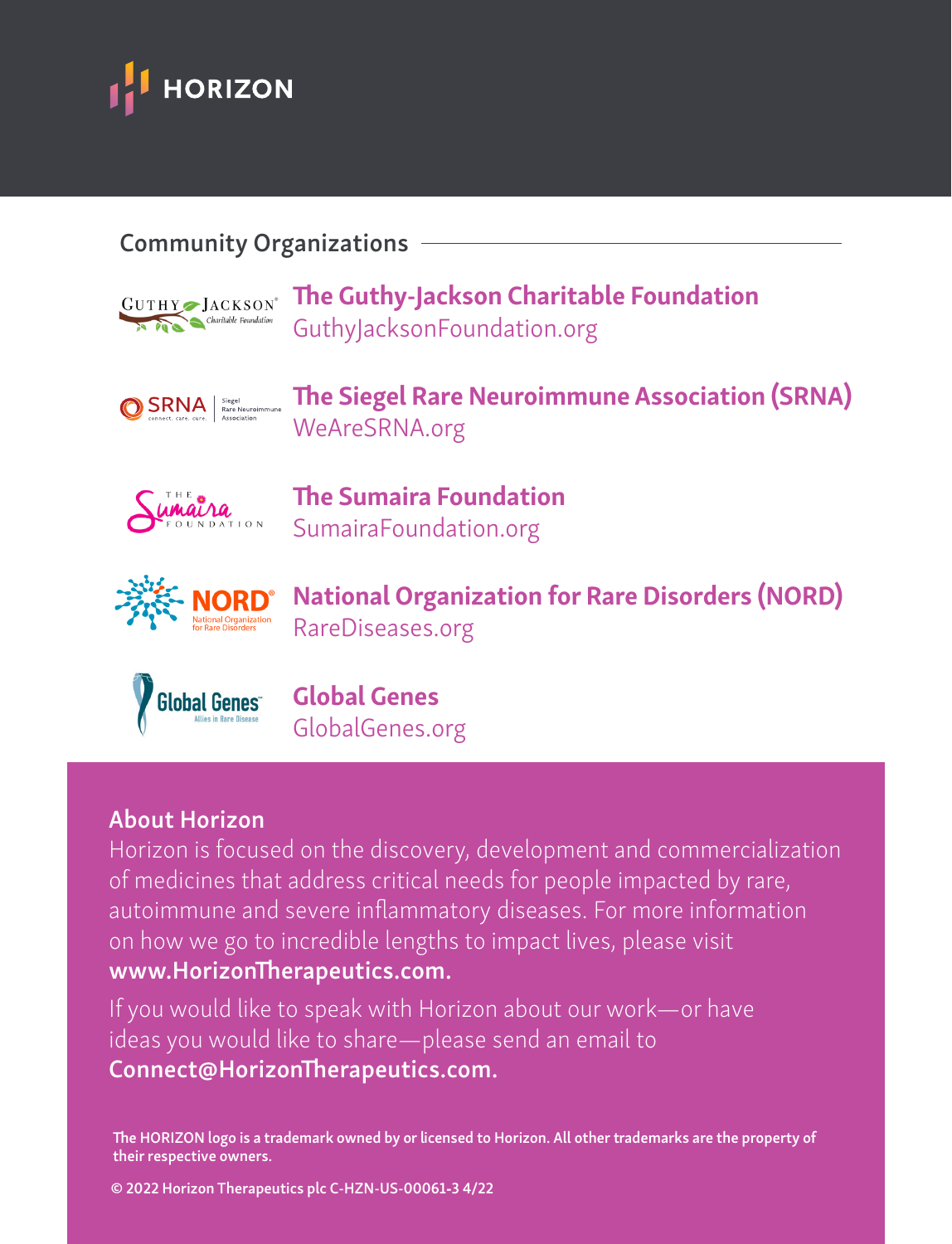HORIZON

## Community Organizations

**The Guthy-Jackson Charitable Foundation**
GuthyJacksonFoundation.org

**The Siegel Rare Neuroimmune Association (SRNA)**
WeAreSRNA.org

**The Sumaira Foundation**
SumairaFoundation.org

**National Organization for Rare Disorders (NORD)**
RareDiseases.org

**Global Genes**
GlobalGenes.org

## About Horizon

Horizon is focused on the discovery, development and commercialization of medicines that address critical needs for people impacted by rare, autoimmune and severe inflammatory diseases. For more information on how we go to incredible lengths to impact lives, please visit **www.HorizonTherapeutics.com.**

If you would like to speak with Horizon about our work—or have ideas you would like to share—please send an email to **Connect@HorizonTherapeutics.com.**

The HORIZON logo is a trademark owned by or licensed to Horizon. All other trademarks are the property of their respective owners.

© 2022 Horizon Therapeutics plc C-HZN-US-00061-3 4/22